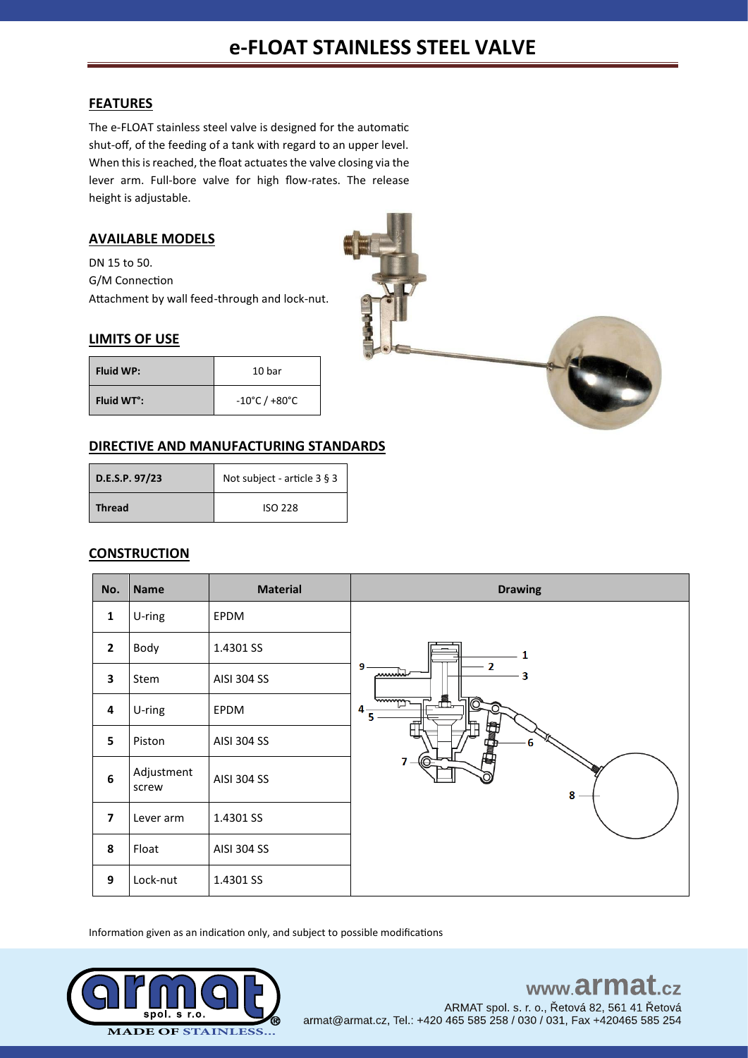# e-FLOAT STAINLESS STEEL VALVE

## FEATURES

The e-FLOAT stainless steel valve is designed for the automatic shut-off, of the feeding of a tank with regard to an upper level. When this is reached, the float actuates the valve closing via the lever arm. Full-bore valve for high flow-rates. The release height is adjustable.

## AVAILABLE MODELS

DN 15 to 50.
G/M Connection
Attachment by wall feed-through and lock-nut.

## LIMITS OF USE

| | |
|---|---|
| **Fluid WP:** | 10 bar |
| **Fluid WT°:** | -10°C / +80°C |

## DIRECTIVE AND MANUFACTURING STANDARDS

| | |
|---|---|
| **D.E.S.P. 97/23** | Not subject - article 3 § 3 |
| **Thread** | ISO 228 |

## CONSTRUCTION

| No. | Name | Material |
|---|---|---|
| 1 | U-ring | EPDM |
| 2 | Body | 1.4301 SS |
| 3 | Stem | AISI 304 SS |
| 4 | U-ring | EPDM |
| 5 | Piston | AISI 304 SS |
| 6 | Adjustment screw | AISI 304 SS |
| 7 | Lever arm | 1.4301 SS |
| 8 | Float | AISI 304 SS |
| 9 | Lock-nut | 1.4301 SS |

Drawing

Information given as an indication only, and subject to possible modifications

www.armat.cz
ARMAT spol. s r. o., Řetová 82, 561 41 Řetová
armat@armat.cz, Tel.: +420 465 585 258 / 030 / 031, Fax +420465 585 254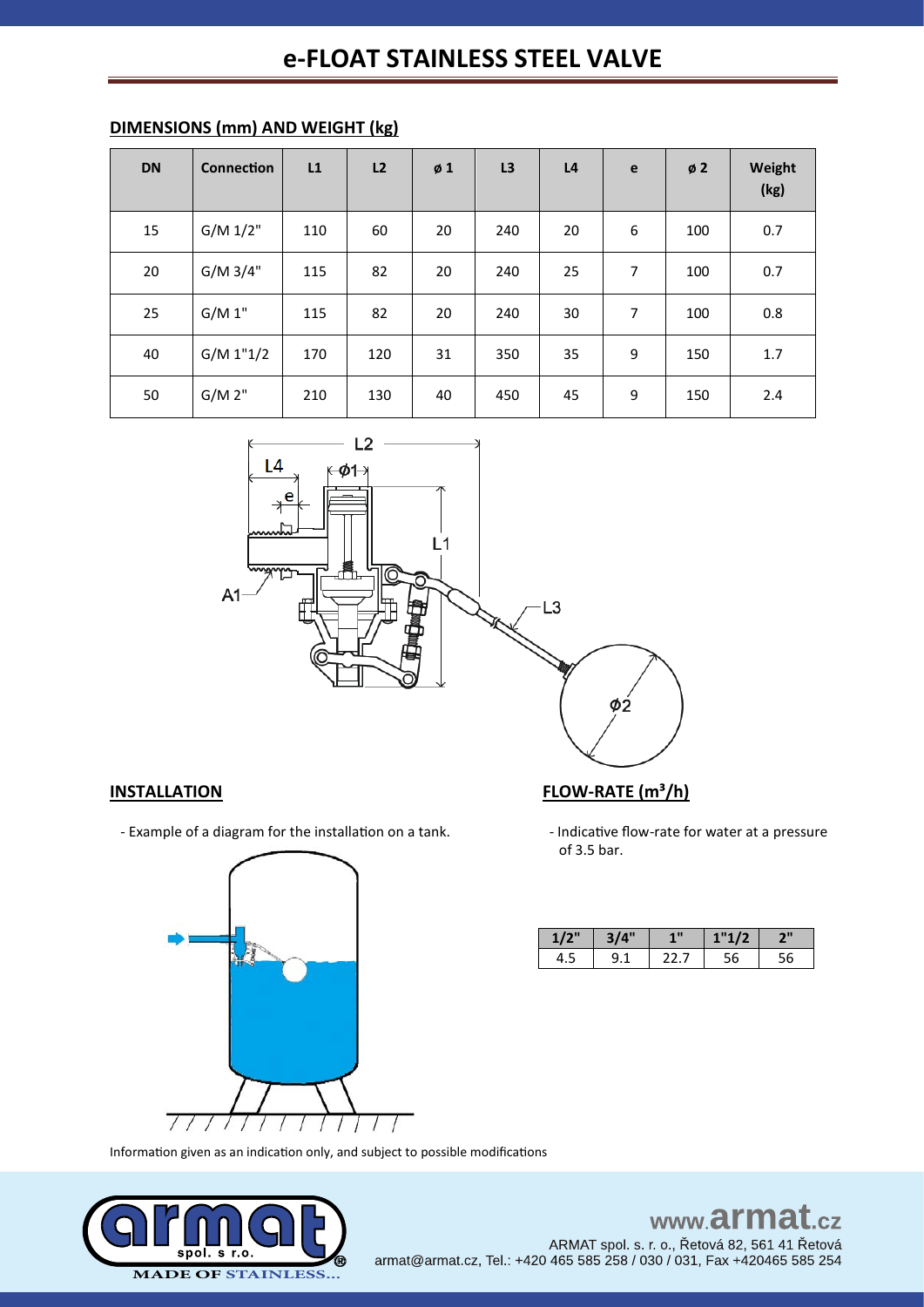# e-FLOAT STAINLESS STEEL VALVE

## DIMENSIONS (mm) AND WEIGHT (kg)

| DN | Connection | L1 | L2 | ø 1 | L3 | L4 | e | ø 2 | Weight (kg) |
|---|---|---|---|---|---|---|---|---|---|
| 15 | G/M 1/2" | 110 | 60 | 20 | 240 | 20 | 6 | 100 | 0.7 |
| 20 | G/M 3/4" | 115 | 82 | 20 | 240 | 25 | 7 | 100 | 0.7 |
| 25 | G/M 1" | 115 | 82 | 20 | 240 | 30 | 7 | 100 | 0.8 |
| 40 | G/M 1"1/2 | 170 | 120 | 31 | 350 | 35 | 9 | 150 | 1.7 |
| 50 | G/M 2" | 210 | 130 | 40 | 450 | 45 | 9 | 150 | 2.4 |

L2
L4
ø1
e
L1
A1
L3
ø2

## INSTALLATION

- Example of a diagram for the installation on a tank.

## FLOW-RATE (m³/h)

- Indicative flow-rate for water at a pressure of 3.5 bar.

| 1/2" | 3/4" | 1" | 1"1/2 | 2" |
|---|---|---|---|---|
| 4.5 | 9.1 | 22.7 | 56 | 56 |

Information given as an indication only, and subject to possible modifications

armat spol. s r.o.

MADE OF STAINLESS...

www.armat.cz

ARMAT spol. s. r. o., Řetová 82, 561 41 Řetová

armat@armat.cz, Tel.: +420 465 585 258 / 030 / 031, Fax +420465 585 254